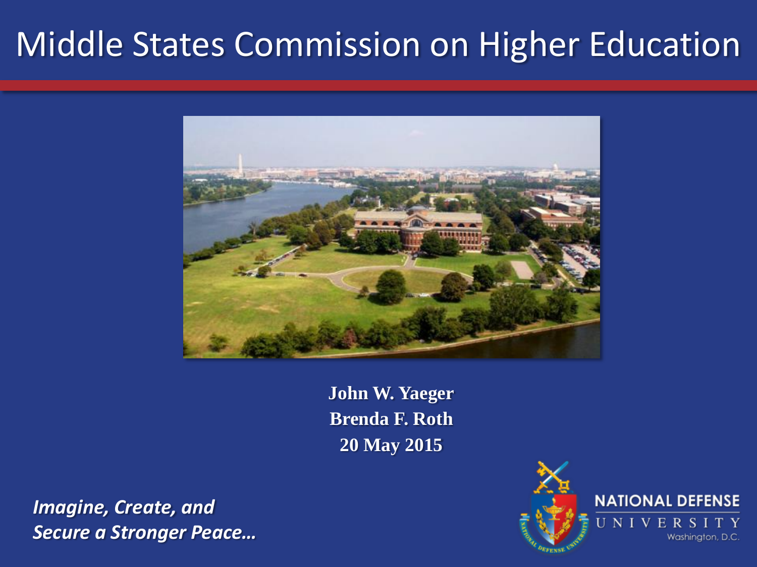# Middle States Commission on Higher Education

**John W. Yaeger**
**Brenda F. Roth**
**20 May 2015**

***Imagine, Create, and Secure a Stronger Peace…***

NATIONAL DEFENSE UNIVERSITY
Washington, D.C.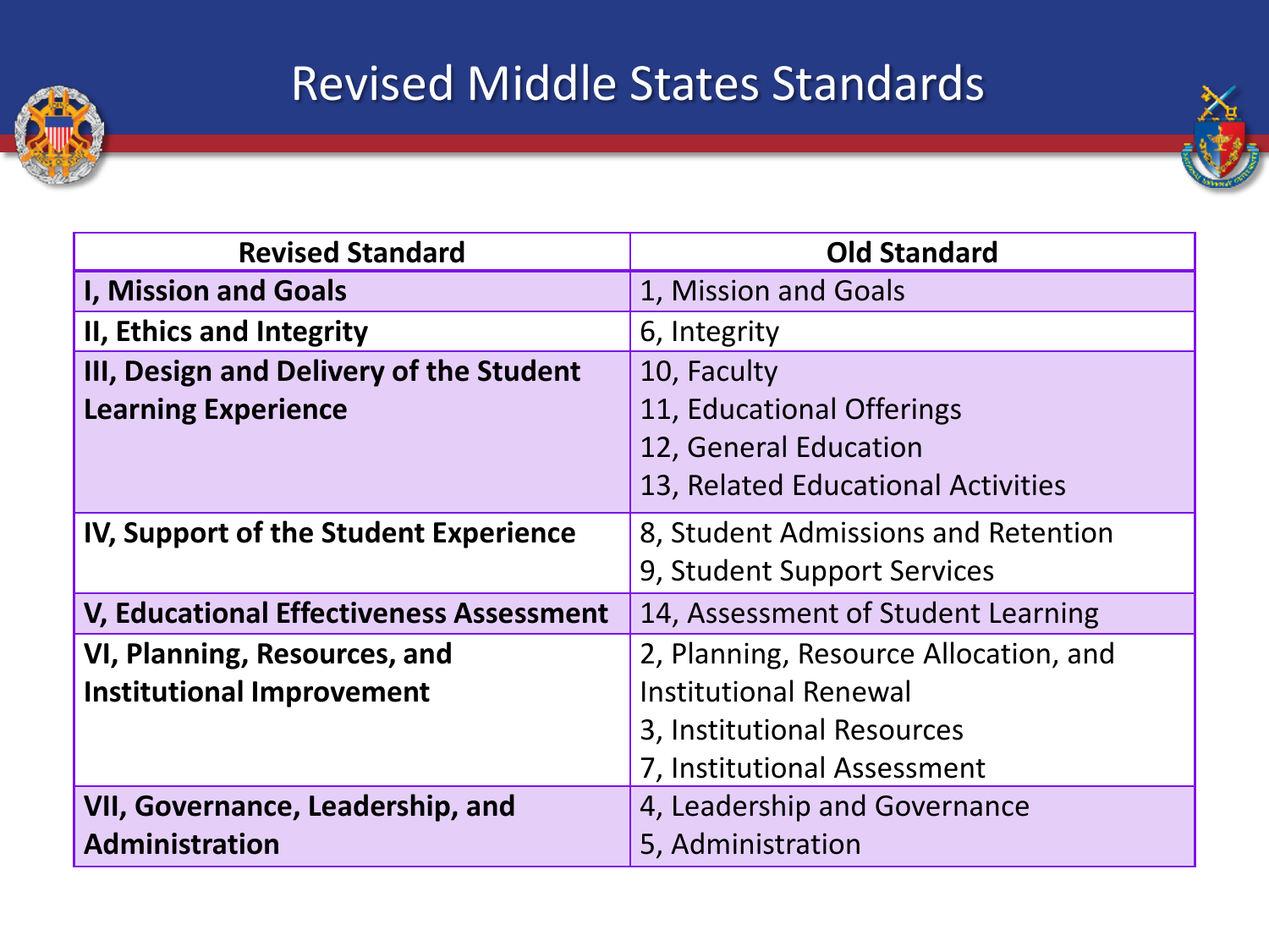# Revised Middle States Standards

| Revised Standard | Old Standard |
| --- | --- |
| **I, Mission and Goals** | 1, Mission and Goals |
| **II, Ethics and Integrity** | 6, Integrity |
| **III, Design and Delivery of the Student Learning Experience** | 10, Faculty<br>11, Educational Offerings<br>12, General Education<br>13, Related Educational Activities |
| **IV, Support of the Student Experience** | 8, Student Admissions and Retention<br>9, Student Support Services |
| **V, Educational Effectiveness Assessment** | 14, Assessment of Student Learning |
| **VI, Planning, Resources, and Institutional Improvement** | 2, Planning, Resource Allocation, and Institutional Renewal<br>3, Institutional Resources<br>7, Institutional Assessment |
| **VII, Governance, Leadership, and Administration** | 4, Leadership and Governance<br>5, Administration |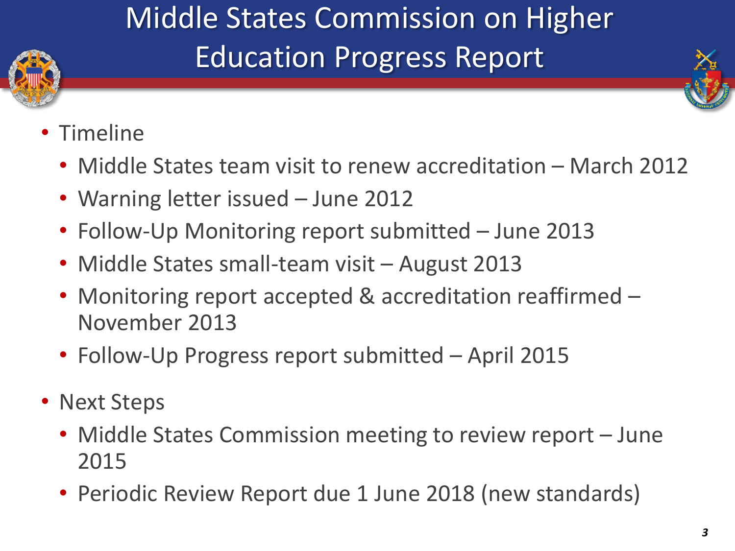# Middle States Commission on Higher Education Progress Report

- Timeline
  - Middle States team visit to renew accreditation – March 2012
  - Warning letter issued – June 2012
  - Follow-Up Monitoring report submitted – June 2013
  - Middle States small-team visit – August 2013
  - Monitoring report accepted & accreditation reaffirmed – November 2013
  - Follow-Up Progress report submitted – April 2015
- Next Steps
  - Middle States Commission meeting to review report – June 2015
  - Periodic Review Report due 1 June 2018 (new standards)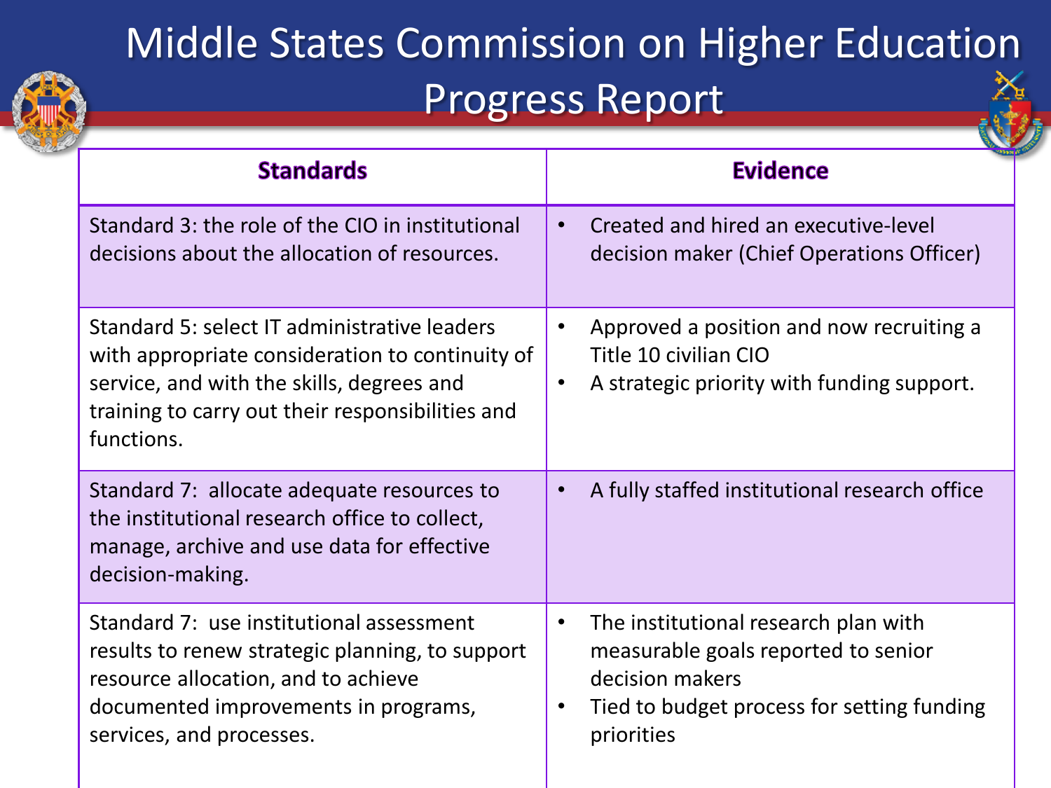# Middle States Commission on Higher Education Progress Report

| Standards | Evidence |
|---|---|
| Standard 3: the role of the CIO in institutional decisions about the allocation of resources. | • Created and hired an executive-level decision maker (Chief Operations Officer) |
| Standard 5: select IT administrative leaders with appropriate consideration to continuity of service, and with the skills, degrees and training to carry out their responsibilities and functions. | • Approved a position and now recruiting a Title 10 civilian CIO<br>• A strategic priority with funding support. |
| Standard 7: allocate adequate resources to the institutional research office to collect, manage, archive and use data for effective decision-making. | • A fully staffed institutional research office |
| Standard 7: use institutional assessment results to renew strategic planning, to support resource allocation, and to achieve documented improvements in programs, services, and processes. | • The institutional research plan with measurable goals reported to senior decision makers<br>• Tied to budget process for setting funding priorities |